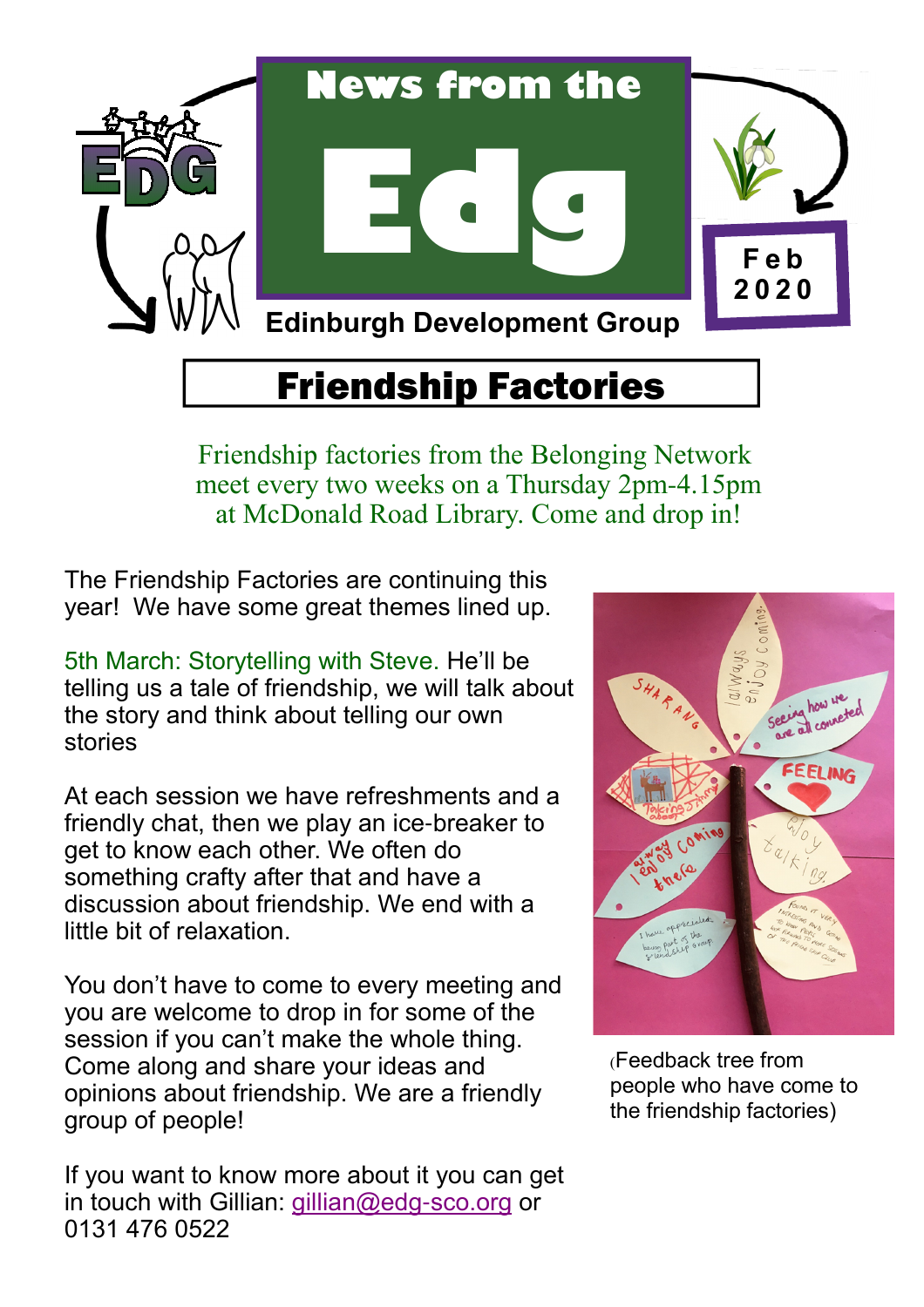# News from the Edg

Edinburgh Development Group

Feb 2020

## Friendship Factories

Friendship factories from the Belonging Network meet every two weeks on a Thursday 2pm-4.15pm at McDonald Road Library. Come and drop in!

The Friendship Factories are continuing this year! We have some great themes lined up.

5th March: Storytelling with Steve. He'll be telling us a tale of friendship, we will talk about the story and think about telling our own stories

At each session we have refreshments and a friendly chat, then we play an ice-breaker to get to know each other. We often do something crafty after that and have a discussion about friendship. We end with a little bit of relaxation.

You don't have to come to every meeting and you are welcome to drop in for some of the session if you can't make the whole thing. Come along and share your ideas and opinions about friendship. We are a friendly group of people!

If you want to know more about it you can get in touch with Gillian: gillian@edg-sco.org or 0131 476 0522

(Feedback tree from people who have come to the friendship factories)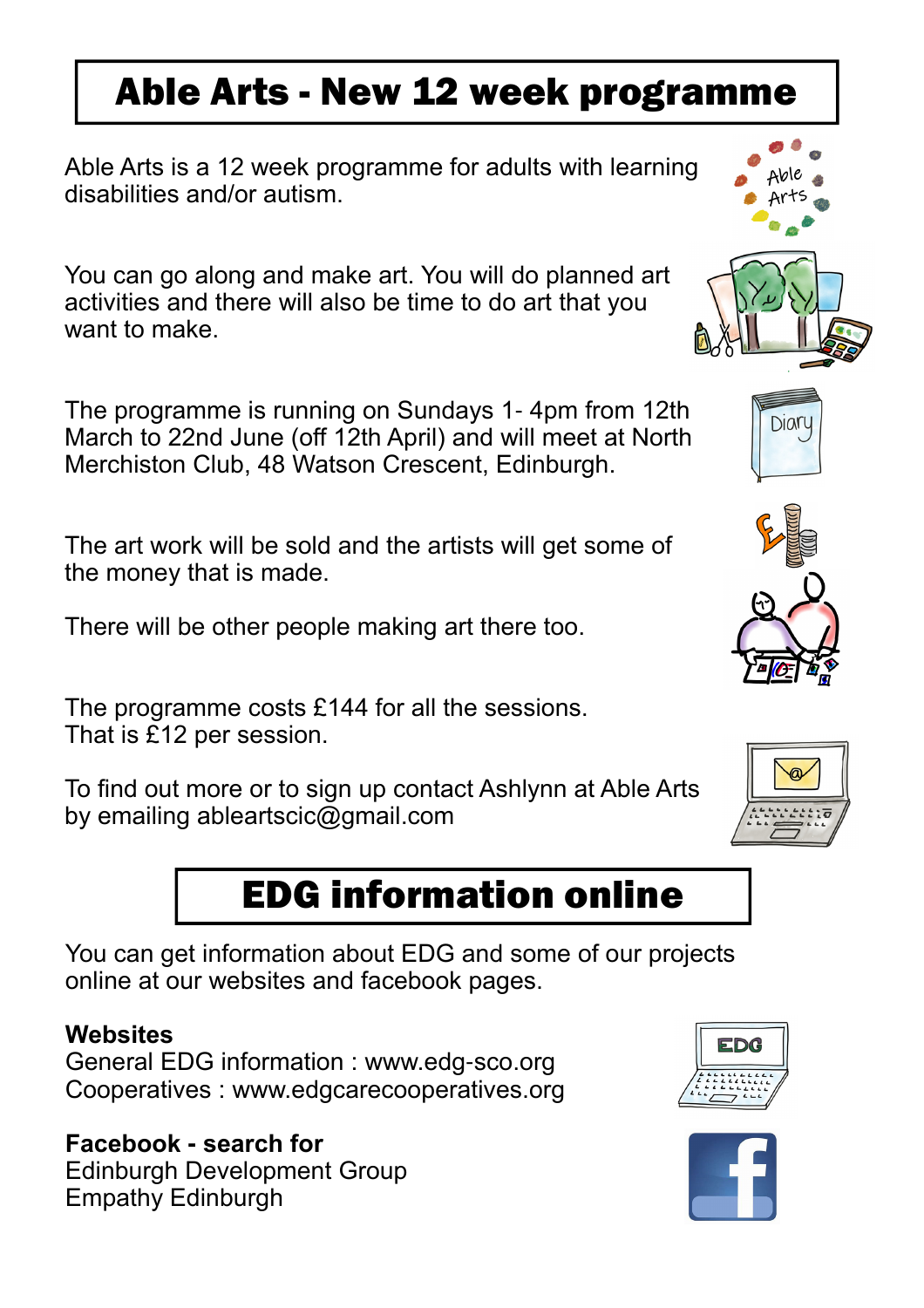# Able Arts - New 12 week programme

Able Arts is a 12 week programme for adults with learning disabilities and/or autism.

You can go along and make art. You will do planned art activities and there will also be time to do art that you want to make.

The programme is running on Sundays 1- 4pm from 12th March to 22nd June (off 12th April) and will meet at North Merchiston Club, 48 Watson Crescent, Edinburgh.

The art work will be sold and the artists will get some of the money that is made.

There will be other people making art there too.

The programme costs £144 for all the sessions. That is £12 per session.

To find out more or to sign up contact Ashlynn at Able Arts by emailing ableartscic@gmail.com

# EDG information online

You can get information about EDG and some of our projects online at our websites and facebook pages.

**Websites**
General EDG information : www.edg-sco.org
Cooperatives : www.edgcarecooperatives.org

**Facebook - search for**
Edinburgh Development Group
Empathy Edinburgh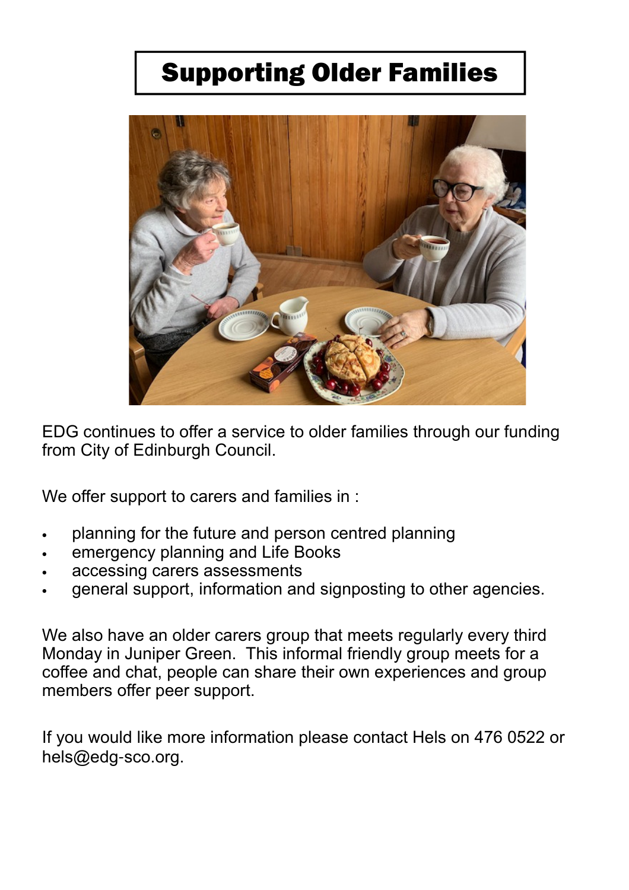# Supporting Older Families

EDG continues to offer a service to older families through our funding from City of Edinburgh Council.

We offer support to carers and families in :

- planning for the future and person centred planning
- emergency planning and Life Books
- accessing carers assessments
- general support, information and signposting to other agencies.

We also have an older carers group that meets regularly every third Monday in Juniper Green. This informal friendly group meets for a coffee and chat, people can share their own experiences and group members offer peer support.

If you would like more information please contact Hels on 476 0522 or hels@edg-sco.org.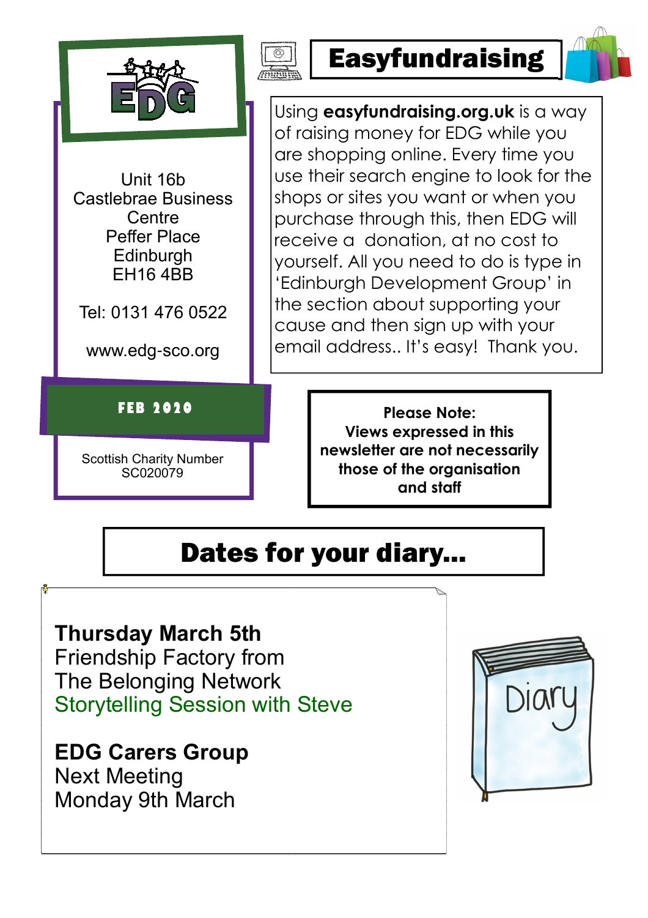EDG

Unit 16b
Castlebrae Business Centre
Peffer Place
Edinburgh
EH16 4BB

Tel: 0131 476 0522

www.edg-sco.org

**FEB 2020**

Scottish Charity Number
SC020079

## Easyfundraising

Using **easyfundraising.org.uk** is a way of raising money for EDG while you are shopping online. Every time you use their search engine to look for the shops or sites you want or when you purchase through this, then EDG will receive a donation, at no cost to yourself. All you need to do is type in 'Edinburgh Development Group' in the section about supporting your cause and then sign up with your email address.. It's easy! Thank you.

**Please Note:**
**Views expressed in this newsletter are not necessarily those of the organisation and staff**

## Dates for your diary...

**Thursday March 5th**
Friendship Factory from
The Belonging Network
Storytelling Session with Steve

**EDG Carers Group**
Next Meeting
Monday 9th March

Diary